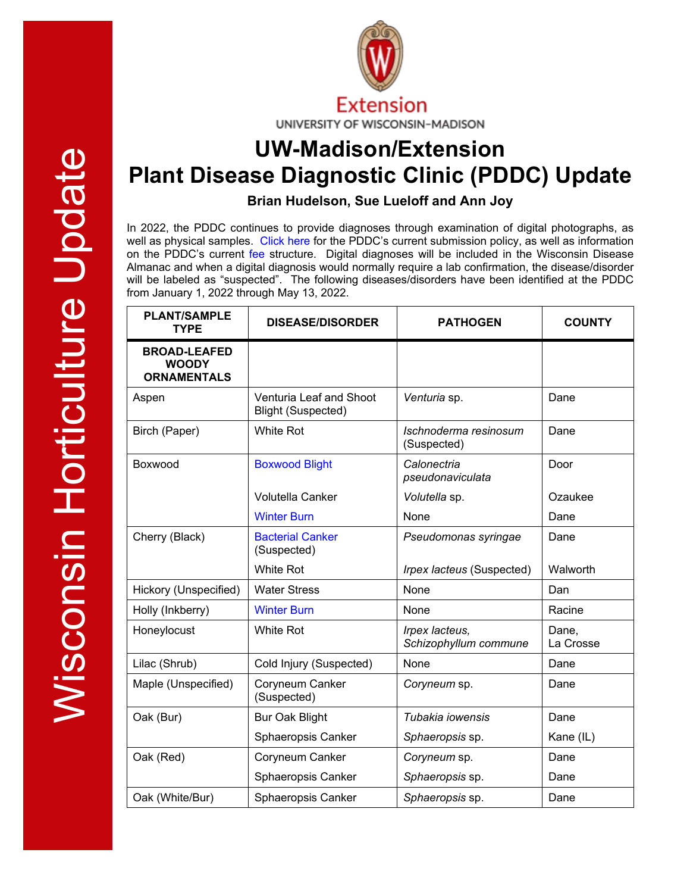# UW-Madison/Extension
# Plant Disease Diagnostic Clinic (PDDC) Update

**Brian Hudelson, Sue Lueloff and Ann Joy**

In 2022, the PDDC continues to provide diagnoses through examination of digital photographs, as well as physical samples. Click here for the PDDC's current submission policy, as well as information on the PDDC's current fee structure. Digital diagnoses will be included in the Wisconsin Disease Almanac and when a digital diagnosis would normally require a lab confirmation, the disease/disorder will be labeled as "suspected". The following diseases/disorders have been identified at the PDDC from January 1, 2022 through May 13, 2022.

| PLANT/SAMPLE TYPE | DISEASE/DISORDER | PATHOGEN | COUNTY |
|---|---|---|---|
| **BROAD-LEAFED WOODY ORNAMENTALS** | | | |
| Aspen | Venturia Leaf and Shoot Blight (Suspected) | *Venturia* sp. | Dane |
| Birch (Paper) | White Rot | *Ischnoderma resinosum* (Suspected) | Dane |
| Boxwood | Boxwood Blight | *Calonectria pseudonaviculata* | Door |
| | Volutella Canker | *Volutella* sp. | Ozaukee |
| | Winter Burn | None | Dane |
| Cherry (Black) | Bacterial Canker (Suspected) | *Pseudomonas syringae* | Dane |
| | White Rot | *Irpex lacteus* (Suspected) | Walworth |
| Hickory (Unspecified) | Water Stress | None | Dan |
| Holly (Inkberry) | Winter Burn | None | Racine |
| Honeylocust | White Rot | *Irpex lacteus*, *Schizophyllum commune* | Dane, La Crosse |
| Lilac (Shrub) | Cold Injury (Suspected) | None | Dane |
| Maple (Unspecified) | Coryneum Canker (Suspected) | *Coryneum* sp. | Dane |
| Oak (Bur) | Bur Oak Blight | *Tubakia iowensis* | Dane |
| | Sphaeropsis Canker | *Sphaeropsis* sp. | Kane (IL) |
| Oak (Red) | Coryneum Canker | *Coryneum* sp. | Dane |
| | Sphaeropsis Canker | *Sphaeropsis* sp. | Dane |
| Oak (White/Bur) | Sphaeropsis Canker | *Sphaeropsis* sp. | Dane |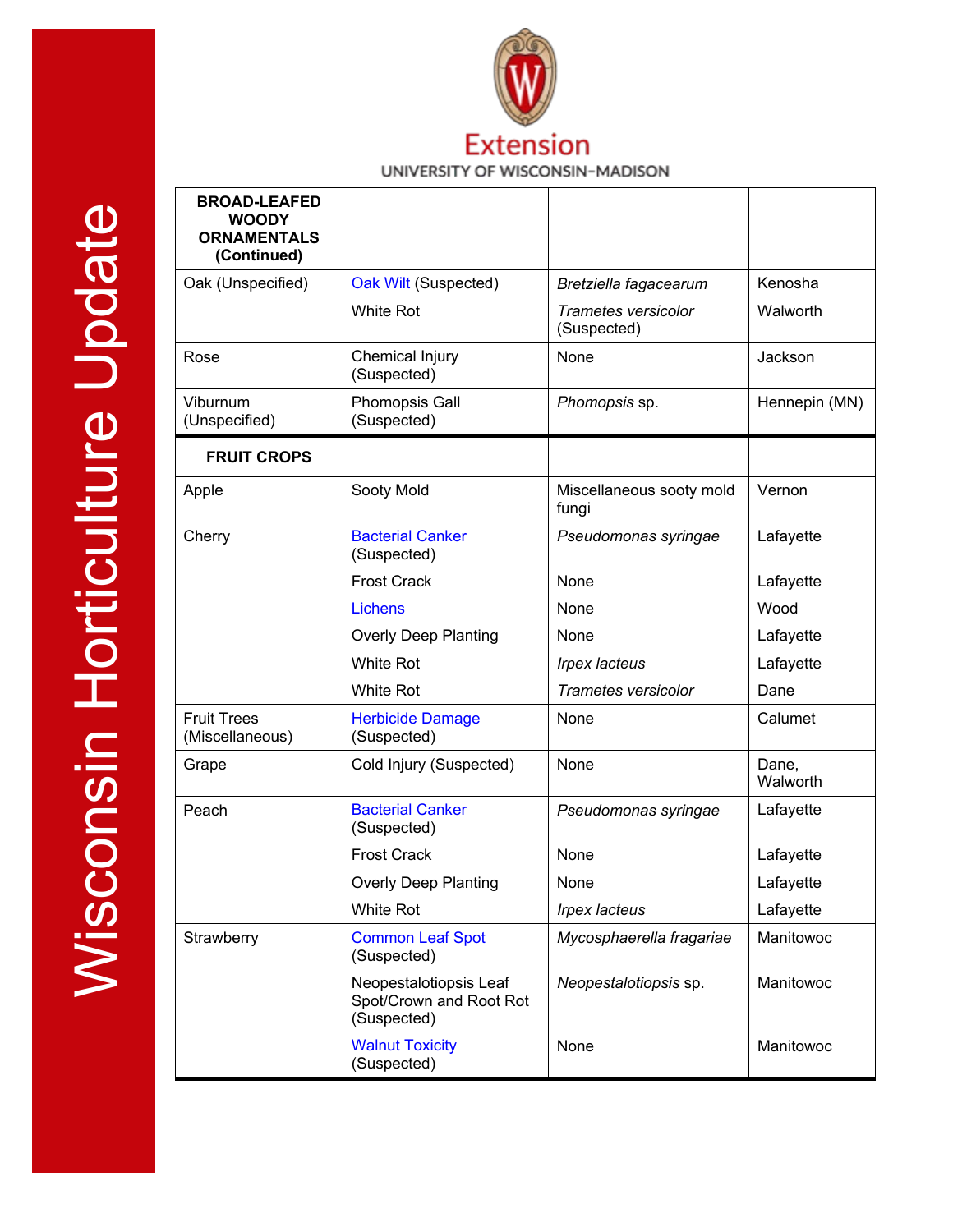| BROAD-LEAFED WOODY ORNAMENTALS (Continued) | | | |
|---|---|---|---|
| Oak (Unspecified) | Oak Wilt (Suspected) | *Bretziella fagacearum* | Kenosha |
| | White Rot | *Trametes versicolor* (Suspected) | Walworth |
| Rose | Chemical Injury (Suspected) | None | Jackson |
| Viburnum (Unspecified) | Phomopsis Gall (Suspected) | *Phomopsis* sp. | Hennepin (MN) |
| **FRUIT CROPS** | | | |
| Apple | Sooty Mold | Miscellaneous sooty mold fungi | Vernon |
| Cherry | Bacterial Canker (Suspected) | *Pseudomonas syringae* | Lafayette |
| | Frost Crack | None | Lafayette |
| | Lichens | None | Wood |
| | Overly Deep Planting | None | Lafayette |
| | White Rot | *Irpex lacteus* | Lafayette |
| | White Rot | *Trametes versicolor* | Dane |
| Fruit Trees (Miscellaneous) | Herbicide Damage (Suspected) | None | Calumet |
| Grape | Cold Injury (Suspected) | None | Dane, Walworth |
| Peach | Bacterial Canker (Suspected) | *Pseudomonas syringae* | Lafayette |
| | Frost Crack | None | Lafayette |
| | Overly Deep Planting | None | Lafayette |
| | White Rot | *Irpex lacteus* | Lafayette |
| Strawberry | Common Leaf Spot (Suspected) | *Mycosphaerella fragariae* | Manitowoc |
| | Neopestalotiopsis Leaf Spot/Crown and Root Rot (Suspected) | *Neopestalotiopsis* sp. | Manitowoc |
| | Walnut Toxicity (Suspected) | None | Manitowoc |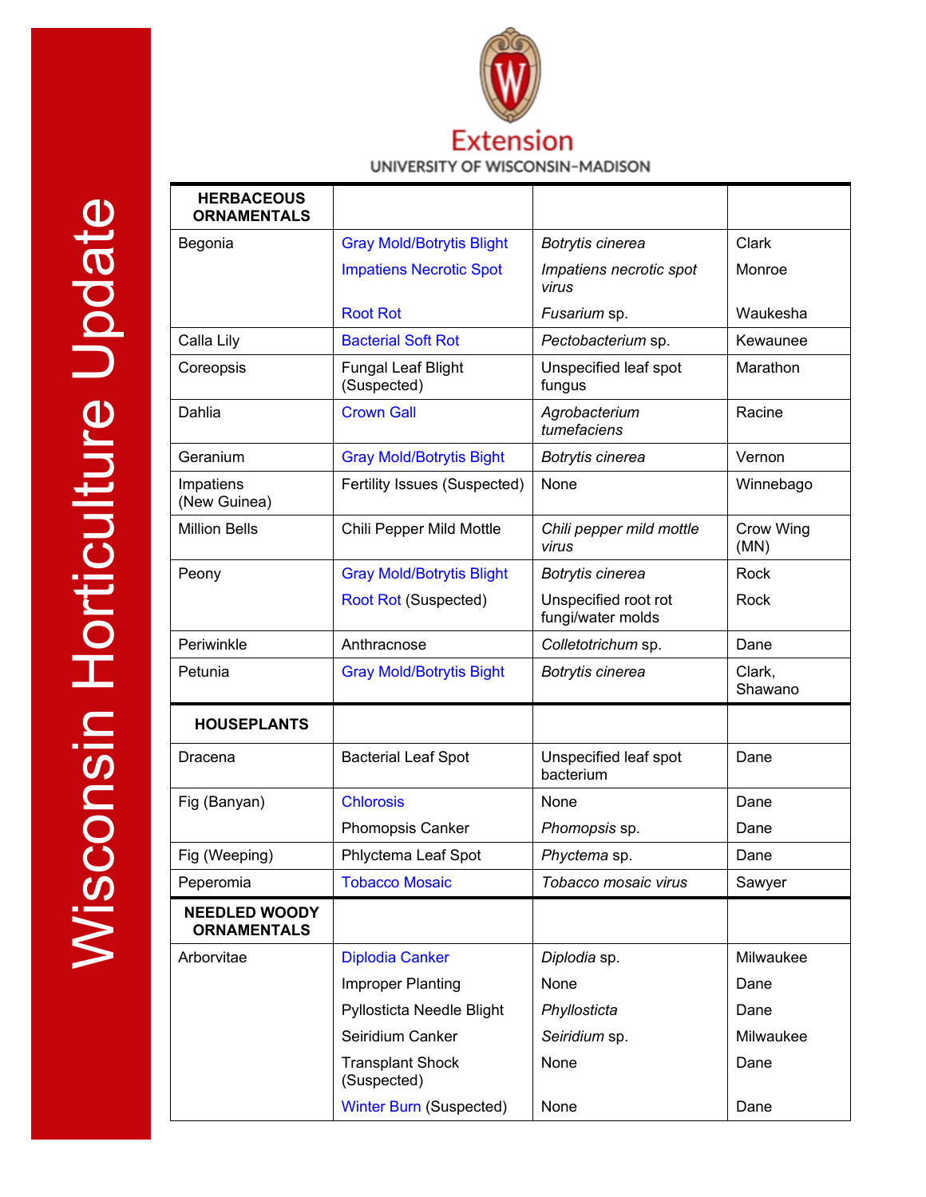| HERBACEOUS ORNAMENTALS | | | |
|---|---|---|---|
| Begonia | Gray Mold/Botrytis Blight | *Botrytis cinerea* | Clark |
| | Impatiens Necrotic Spot | *Impatiens necrotic spot virus* | Monroe |
| | Root Rot | *Fusarium* sp. | Waukesha |
| Calla Lily | Bacterial Soft Rot | *Pectobacterium* sp. | Kewaunee |
| Coreopsis | Fungal Leaf Blight (Suspected) | Unspecified leaf spot fungus | Marathon |
| Dahlia | Crown Gall | *Agrobacterium tumefaciens* | Racine |
| Geranium | Gray Mold/Botrytis Blight | *Botrytis cinerea* | Vernon |
| Impatiens (New Guinea) | Fertility Issues (Suspected) | None | Winnebago |
| Million Bells | Chili Pepper Mild Mottle | *Chili pepper mild mottle virus* | Crow Wing (MN) |
| Peony | Gray Mold/Botrytis Blight | *Botrytis cinerea* | Rock |
| | Root Rot (Suspected) | Unspecified root rot fungi/water molds | Rock |
| Periwinkle | Anthracnose | *Colletotrichum* sp. | Dane |
| Petunia | Gray Mold/Botrytis Bight | *Botrytis cinerea* | Clark, Shawano |
| **HOUSEPLANTS** | | | |
| Dracena | Bacterial Leaf Spot | Unspecified leaf spot bacterium | Dane |
| Fig (Banyan) | Chlorosis | None | Dane |
| | Phomopsis Canker | *Phomopsis* sp. | Dane |
| Fig (Weeping) | Phlyctema Leaf Spot | *Phyctema* sp. | Dane |
| Peperomia | Tobacco Mosaic | *Tobacco mosaic virus* | Sawyer |
| **NEEDLED WOODY ORNAMENTALS** | | | |
| Arborvitae | Diplodia Canker | *Diplodia* sp. | Milwaukee |
| | Improper Planting | None | Dane |
| | Pyllosticta Needle Blight | *Phyllosticta* | Dane |
| | Seiridium Canker | *Seiridium* sp. | Milwaukee |
| | Transplant Shock (Suspected) | None | Dane |
| | Winter Burn (Suspected) | None | Dane |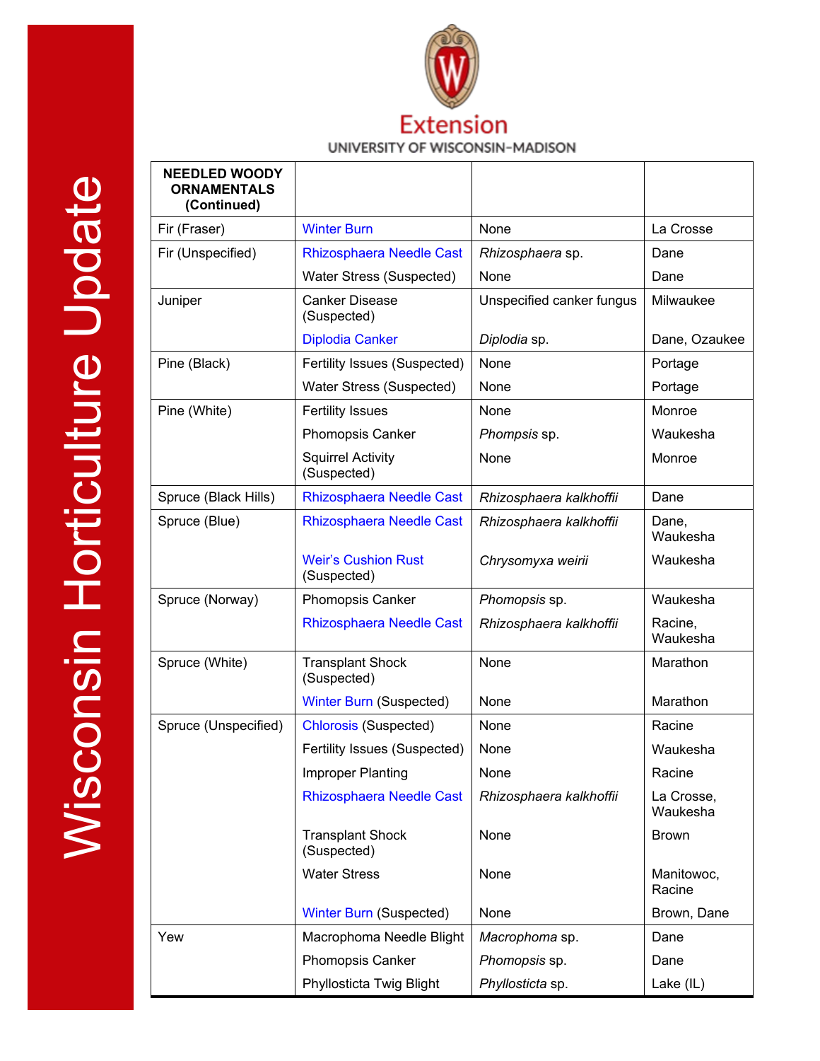| NEEDLED WOODY ORNAMENTALS (Continued) | | | |
|---|---|---|---|
| Fir (Fraser) | Winter Burn | None | La Crosse |
| Fir (Unspecified) | Rhizosphaera Needle Cast | *Rhizosphaera* sp. | Dane |
| | Water Stress (Suspected) | None | Dane |
| Juniper | Canker Disease (Suspected) | Unspecified canker fungus | Milwaukee |
| | Diplodia Canker | *Diplodia* sp. | Dane, Ozaukee |
| Pine (Black) | Fertility Issues (Suspected) | None | Portage |
| | Water Stress (Suspected) | None | Portage |
| Pine (White) | Fertility Issues | None | Monroe |
| | Phomopsis Canker | *Phompsis* sp. | Waukesha |
| | Squirrel Activity (Suspected) | None | Monroe |
| Spruce (Black Hills) | Rhizosphaera Needle Cast | *Rhizosphaera kalkhoffii* | Dane |
| Spruce (Blue) | Rhizosphaera Needle Cast | *Rhizosphaera kalkhoffii* | Dane, Waukesha |
| | Weir's Cushion Rust (Suspected) | *Chrysomyxa weirii* | Waukesha |
| Spruce (Norway) | Phomopsis Canker | *Phomopsis* sp. | Waukesha |
| | Rhizosphaera Needle Cast | *Rhizosphaera kalkhoffii* | Racine, Waukesha |
| Spruce (White) | Transplant Shock (Suspected) | None | Marathon |
| | Winter Burn (Suspected) | None | Marathon |
| Spruce (Unspecified) | Chlorosis (Suspected) | None | Racine |
| | Fertility Issues (Suspected) | None | Waukesha |
| | Improper Planting | None | Racine |
| | Rhizosphaera Needle Cast | *Rhizosphaera kalkhoffii* | La Crosse, Waukesha |
| | Transplant Shock (Suspected) | None | Brown |
| | Water Stress | None | Manitowoc, Racine |
| | Winter Burn (Suspected) | None | Brown, Dane |
| Yew | Macrophoma Needle Blight | *Macrophoma* sp. | Dane |
| | Phomopsis Canker | *Phomopsis* sp. | Dane |
| | Phyllosticta Twig Blight | *Phyllosticta* sp. | Lake (IL) |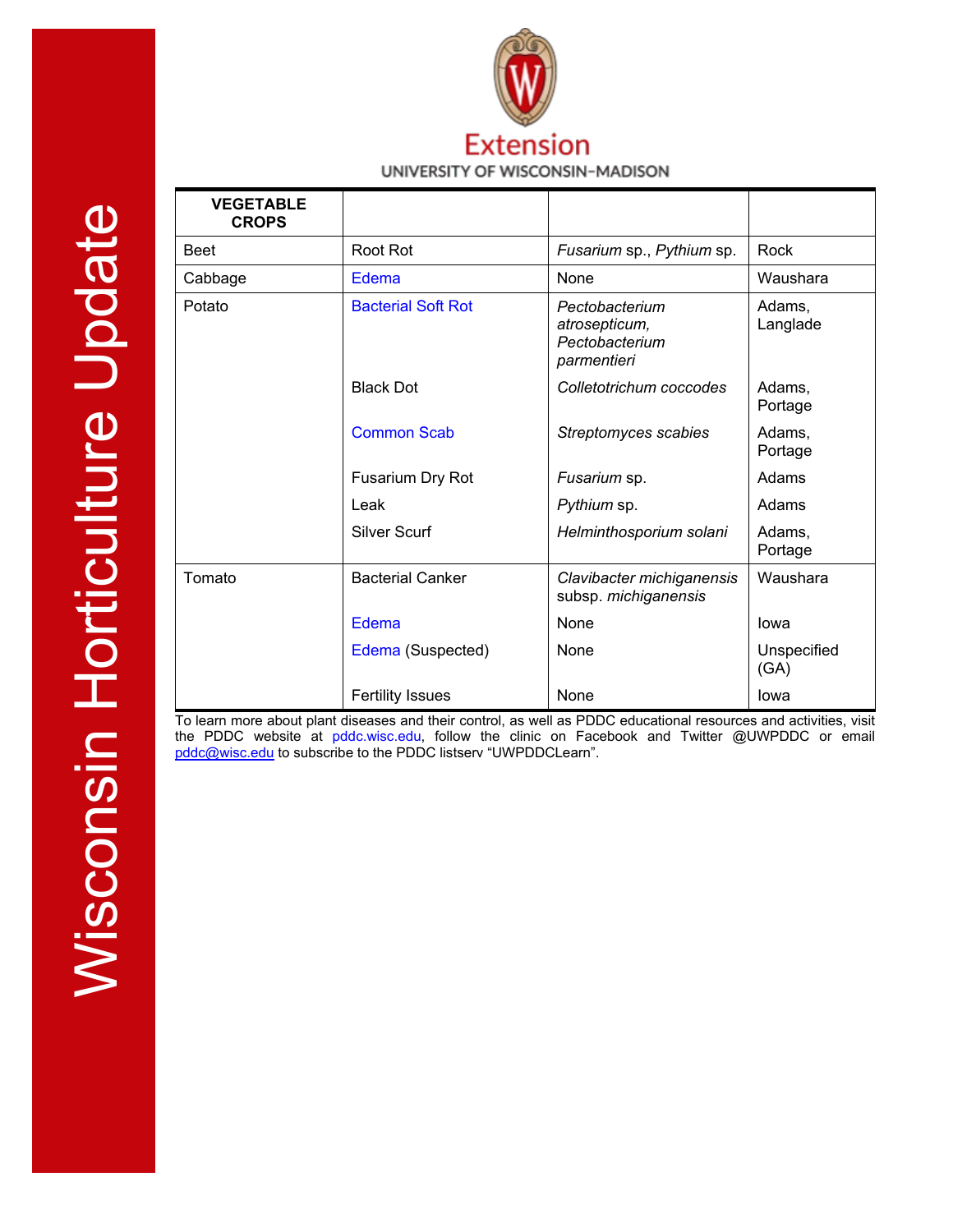| VEGETABLE CROPS | | | |
|---|---|---|---|
| Beet | Root Rot | *Fusarium* sp., *Pythium* sp. | Rock |
| Cabbage | Edema | None | Waushara |
| Potato | Bacterial Soft Rot | *Pectobacterium atrosepticum, Pectobacterium parmentieri* | Adams, Langlade |
| | Black Dot | *Colletotrichum coccodes* | Adams, Portage |
| | Common Scab | *Streptomyces scabies* | Adams, Portage |
| | Fusarium Dry Rot | *Fusarium* sp. | Adams |
| | Leak | *Pythium* sp. | Adams |
| | Silver Scurf | *Helminthosporium solani* | Adams, Portage |
| Tomato | Bacterial Canker | *Clavibacter michiganensis* subsp. *michiganensis* | Waushara |
| | Edema | None | Iowa |
| | Edema (Suspected) | None | Unspecified (GA) |
| | Fertility Issues | None | Iowa |

To learn more about plant diseases and their control, as well as PDDC educational resources and activities, visit the PDDC website at pddc.wisc.edu, follow the clinic on Facebook and Twitter @UWPDDC or email pddc@wisc.edu to subscribe to the PDDC listserv "UWPDDCLearn".